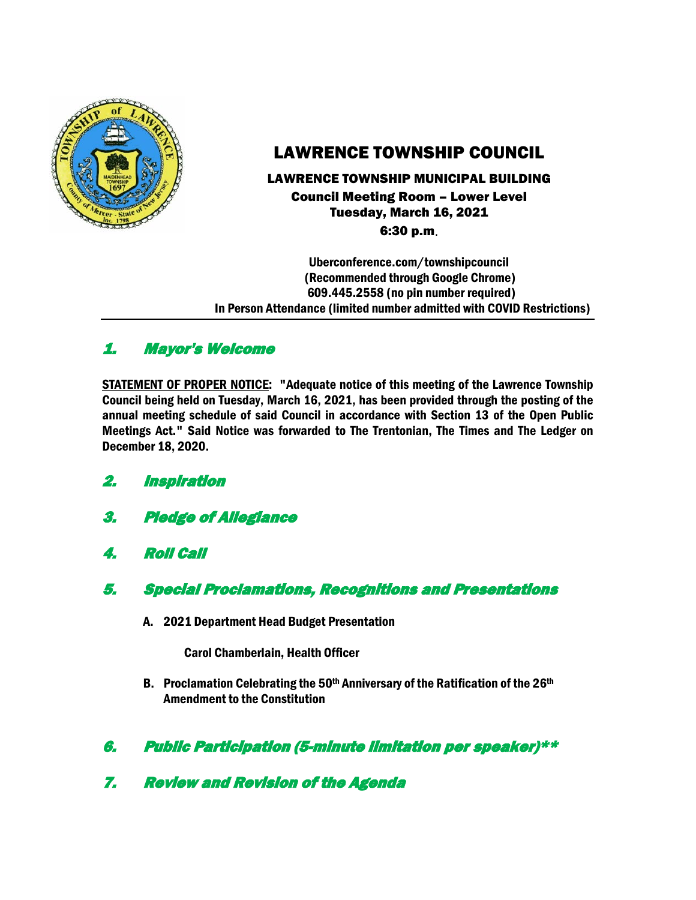# LAWRENCE TOWNSHIP COUNCIL

## LAWRENCE TOWNSHIP MUNICIPAL BUILDING

**Council Meeting Room – Lower Level**
**Tuesday, March 16, 2021**
**6:30 p.m.**

**Uberconference.com/townshipcouncil**
**(Recommended through Google Chrome)**
**609.445.2558 (no pin number required)**
**In Person Attendance (limited number admitted with COVID Restrictions)**

---

## *1. Mayor's Welcome*

**STATEMENT OF PROPER NOTICE: "Adequate notice of this meeting of the Lawrence Township Council being held on Tuesday, March 16, 2021, has been provided through the posting of the annual meeting schedule of said Council in accordance with Section 13 of the Open Public Meetings Act." Said Notice was forwarded to The Trentonian, The Times and The Ledger on December 18, 2020.**

## *2. Inspiration*

## *3. Pledge of Allegiance*

## *4. Roll Call*

## *5. Special Proclamations, Recognitions and Presentations*

**A. 2021 Department Head Budget Presentation**

**Carol Chamberlain, Health Officer**

**B. Proclamation Celebrating the 50th Anniversary of the Ratification of the 26th Amendment to the Constitution**

## *6. Public Participation (5-minute limitation per speaker)***

## *7. Review and Revision of the Agenda*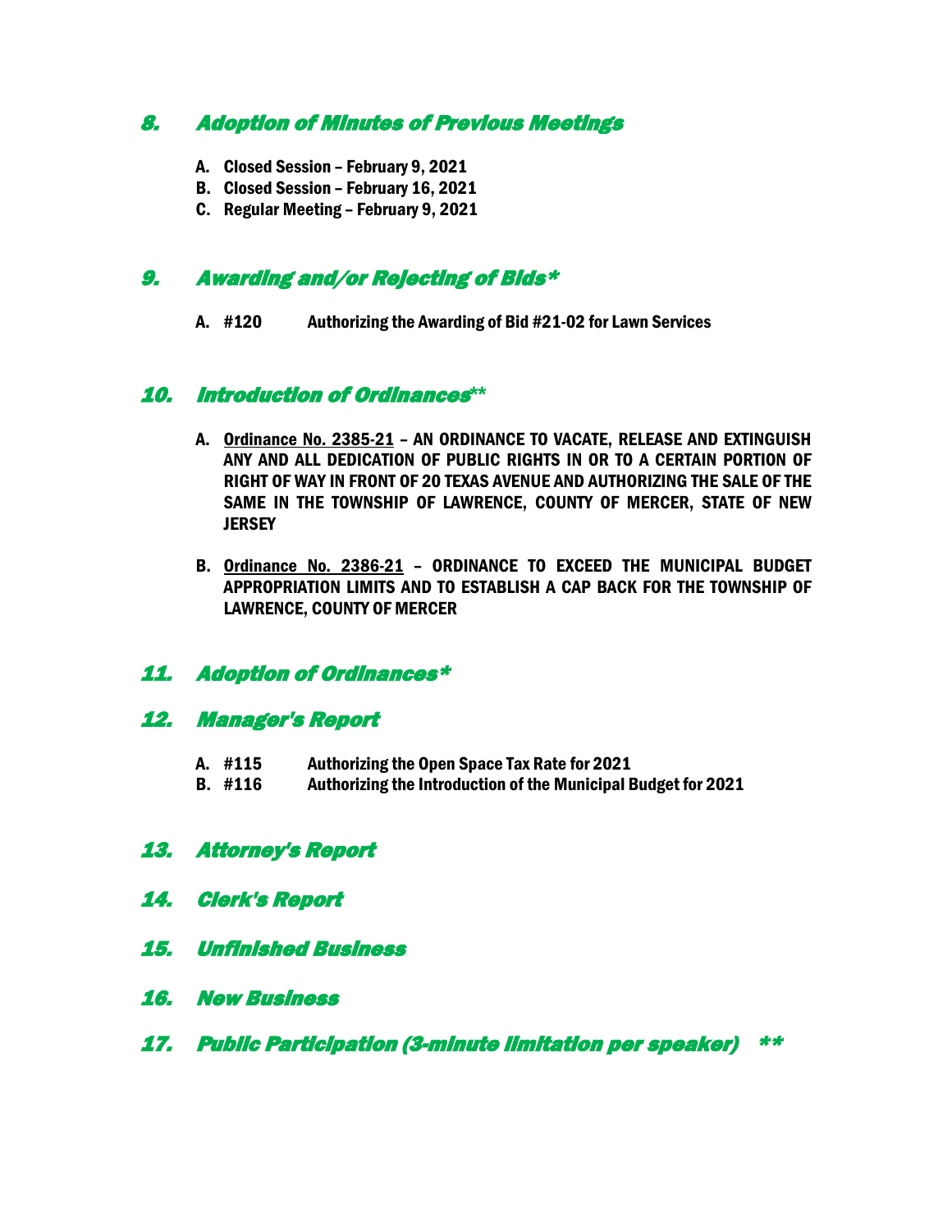## *8. Adoption of Minutes of Previous Meetings*

A. **Closed Session – February 9, 2021**
B. **Closed Session – February 16, 2021**
C. **Regular Meeting – February 9, 2021**

## *9. Awarding and/or Rejecting of Bids**

A. **#120 Authorizing the Awarding of Bid #21-02 for Lawn Services**

## *10. Introduction of Ordinances***

A. **Ordinance No. 2385-21 – AN ORDINANCE TO VACATE, RELEASE AND EXTINGUISH ANY AND ALL DEDICATION OF PUBLIC RIGHTS IN OR TO A CERTAIN PORTION OF RIGHT OF WAY IN FRONT OF 20 TEXAS AVENUE AND AUTHORIZING THE SALE OF THE SAME IN THE TOWNSHIP OF LAWRENCE, COUNTY OF MERCER, STATE OF NEW JERSEY**

B. **Ordinance No. 2386-21 – ORDINANCE TO EXCEED THE MUNICIPAL BUDGET APPROPRIATION LIMITS AND TO ESTABLISH A CAP BACK FOR THE TOWNSHIP OF LAWRENCE, COUNTY OF MERCER**

## *11. Adoption of Ordinances**

## *12. Manager's Report*

A. **#115 Authorizing the Open Space Tax Rate for 2021**
B. **#116 Authorizing the Introduction of the Municipal Budget for 2021**

## *13. Attorney's Report*

## *14. Clerk's Report*

## *15. Unfinished Business*

## *16. New Business*

## *17. Public Participation (3-minute limitation per speaker) ***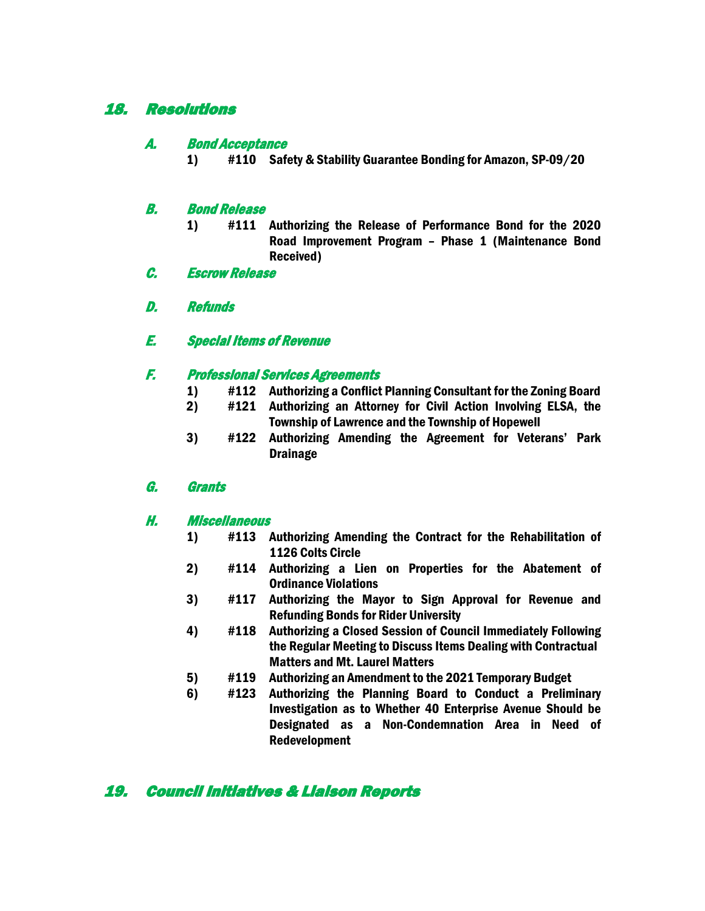## 18. Resolutions

### A. Bond Acceptance

1) #110 Safety & Stability Guarantee Bonding for Amazon, SP-09/20

### B. Bond Release

1) #111 Authorizing the Release of Performance Bond for the 2020 Road Improvement Program – Phase 1 (Maintenance Bond Received)

### C. Escrow Release

### D. Refunds

### E. Special Items of Revenue

### F. Professional Services Agreements

1) #112 Authorizing a Conflict Planning Consultant for the Zoning Board
2) #121 Authorizing an Attorney for Civil Action Involving ELSA, the Township of Lawrence and the Township of Hopewell
3) #122 Authorizing Amending the Agreement for Veterans' Park Drainage

### G. Grants

### H. Miscellaneous

1) #113 Authorizing Amending the Contract for the Rehabilitation of 1126 Colts Circle
2) #114 Authorizing a Lien on Properties for the Abatement of Ordinance Violations
3) #117 Authorizing the Mayor to Sign Approval for Revenue and Refunding Bonds for Rider University
4) #118 Authorizing a Closed Session of Council Immediately Following the Regular Meeting to Discuss Items Dealing with Contractual Matters and Mt. Laurel Matters
5) #119 Authorizing an Amendment to the 2021 Temporary Budget
6) #123 Authorizing the Planning Board to Conduct a Preliminary Investigation as to Whether 40 Enterprise Avenue Should be Designated as a Non-Condemnation Area in Need of Redevelopment

## 19. Council Initiatives & Liaison Reports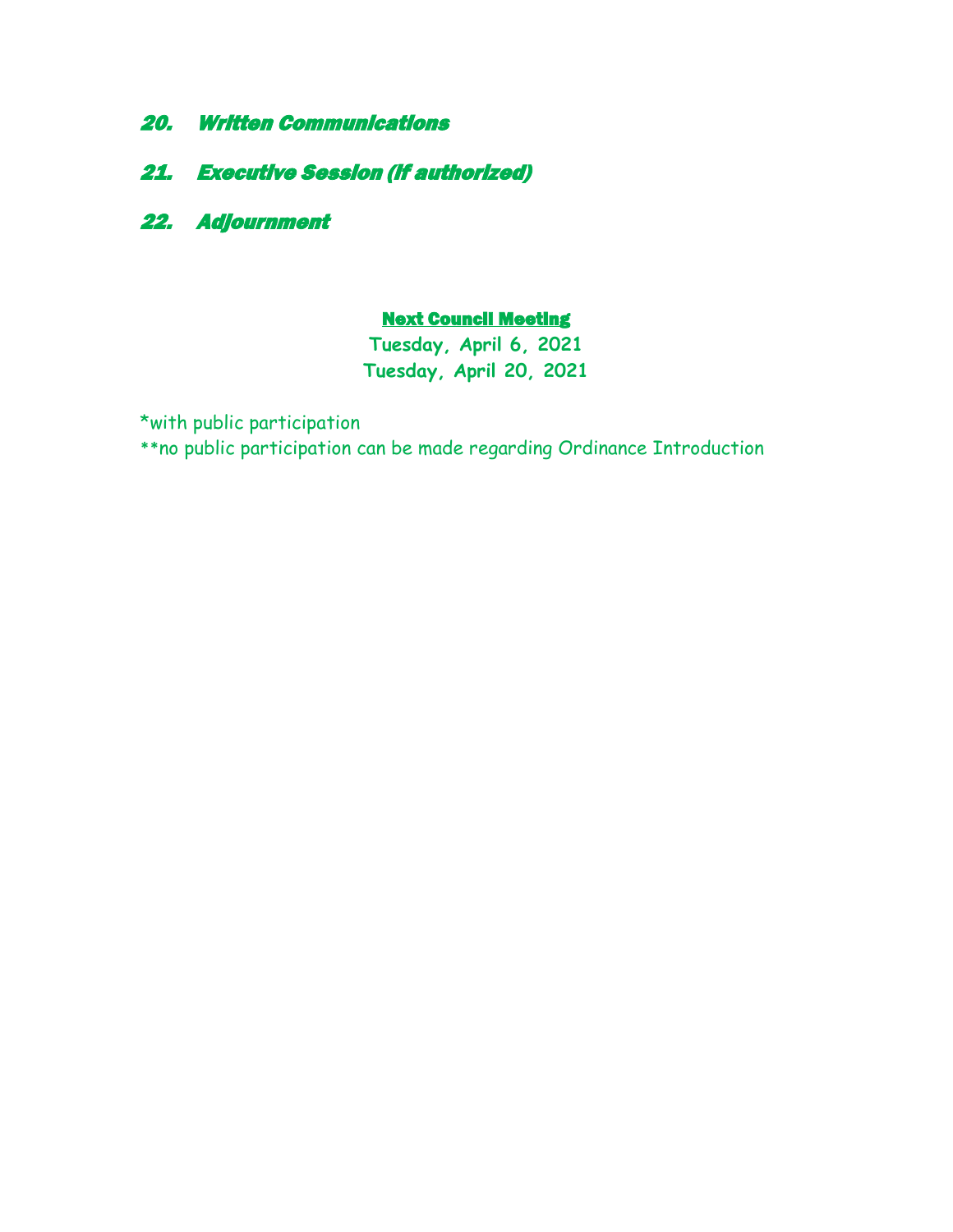## ***20. Written Communications***

## ***21. Executive Session (if authorized)***

## ***22. Adjournment***

**Next Council Meeting**

**Tuesday, April 6, 2021**

**Tuesday, April 20, 2021**

*with public participation

**no public participation can be made regarding Ordinance Introduction